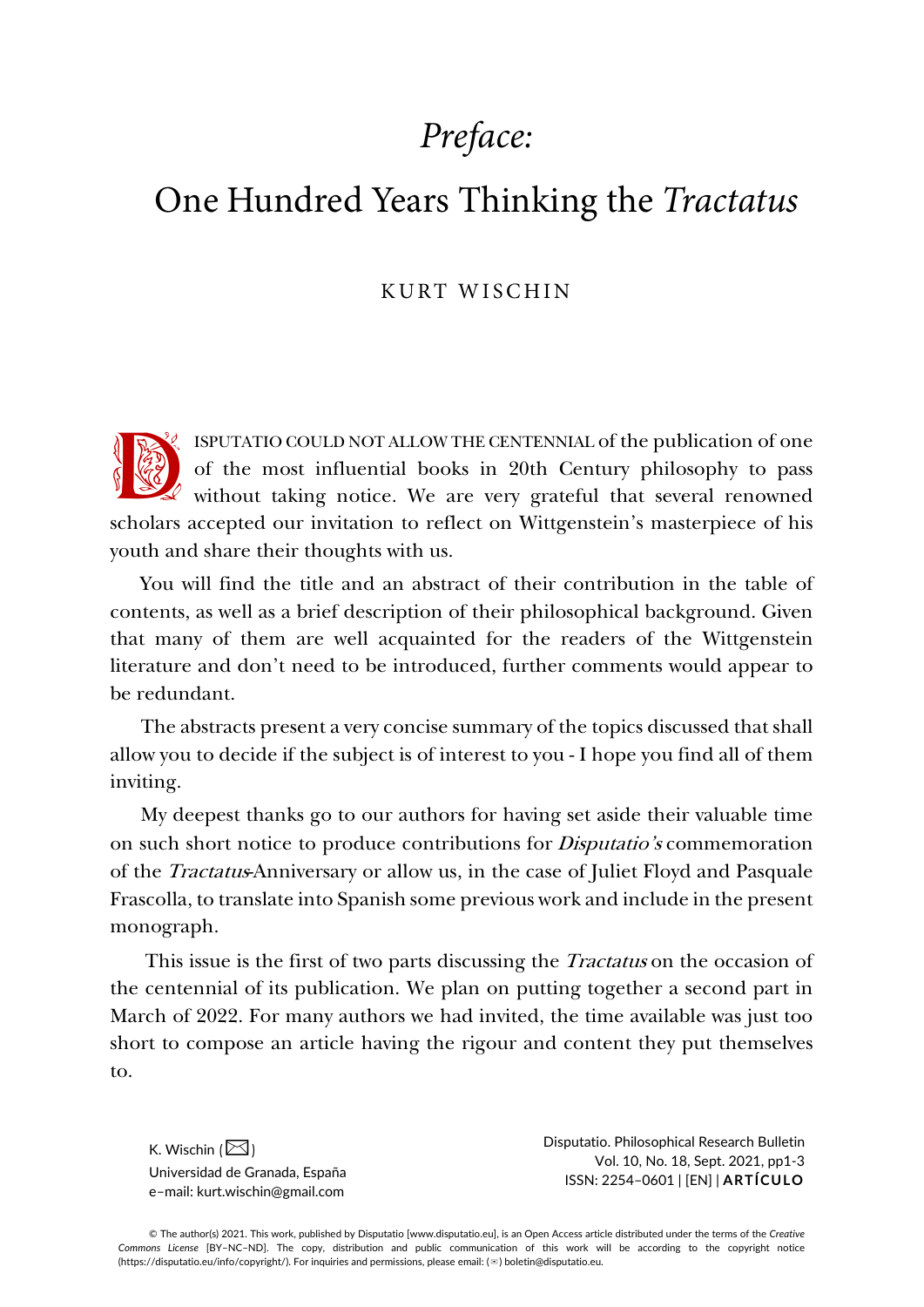# *Preface:*

# One Hundred Years Thinking the *Tractatus*

KURT WISCHIN

DISPUTATIO COULD NOT ALLOW THE CENTENNIAL of the publication of one of the most influential books in 20th Century philosophy to pass without taking notice. We are very grateful that several renowned scholars accepted our invitation to reflect on Wittgenstein's masterpiece of his youth and share their thoughts with us.

You will find the title and an abstract of their contribution in the table of contents, as well as a brief description of their philosophical background. Given that many of them are well acquainted for the readers of the Wittgenstein literature and don't need to be introduced, further comments would appear to be redundant.

The abstracts present a very concise summary of the topics discussed that shall allow you to decide if the subject is of interest to you - I hope you find all of them inviting.

My deepest thanks go to our authors for having set aside their valuable time on such short notice to produce contributions for *Disputatio's* commemoration of the *Tractatus*-Anniversary or allow us, in the case of Juliet Floyd and Pasquale Frascolla, to translate into Spanish some previous work and include in the present monograph.

This issue is the first of two parts discussing the *Tractatus* on the occasion of the centennial of its publication. We plan on putting together a second part in March of 2022. For many authors we had invited, the time available was just too short to compose an article having the rigour and content they put themselves to.

K. Wischin (✉)
Universidad de Granada, España
e–mail: kurt.wischin@gmail.com

Disputatio. Philosophical Research Bulletin
Vol. 10, No. 18, Sept. 2021, pp1-3
ISSN: 2254–0601 | [EN] | **ARTÍCULO**

© The author(s) 2021. This work, published by Disputatio [www.disputatio.eu], is an Open Access article distributed under the terms of the *Creative Commons License* [BY–NC–ND]. The copy, distribution and public communication of this work will be according to the copyright notice (https://disputatio.eu/info/copyright/). For inquiries and permissions, please email: (✉) boletin@disputatio.eu.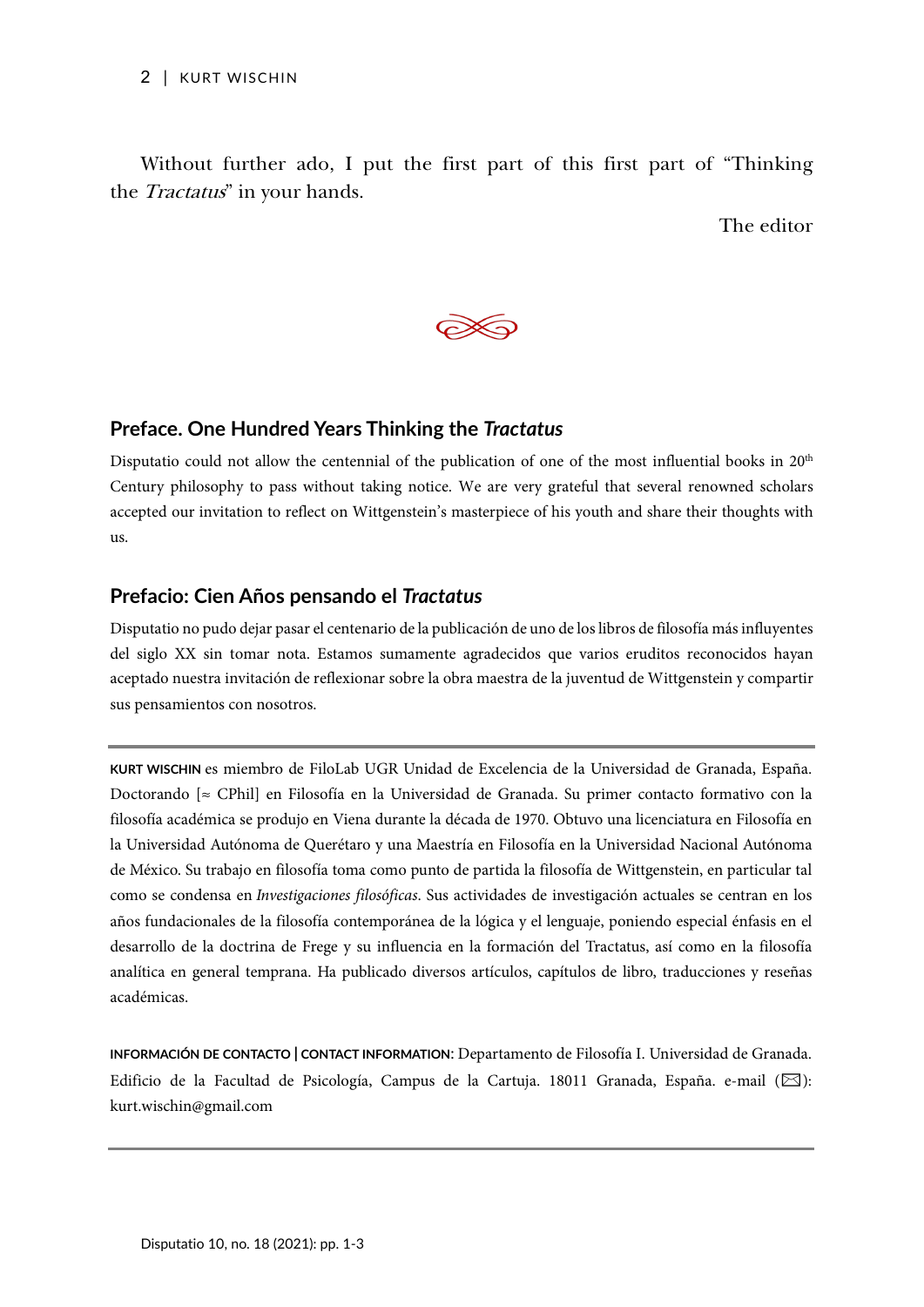Without further ado, I put the first part of this first part of “Thinking the *Tractatus*” in your hands.

The editor

## Preface. One Hundred Years Thinking the *Tractatus*

Disputatio could not allow the centennial of the publication of one of the most influential books in 20th Century philosophy to pass without taking notice. We are very grateful that several renowned scholars accepted our invitation to reflect on Wittgenstein’s masterpiece of his youth and share their thoughts with us.

## Prefacio: Cien Años pensando el *Tractatus*

Disputatio no pudo dejar pasar el centenario de la publicación de uno de los libros de filosofía más influyentes del siglo XX sin tomar nota. Estamos sumamente agradecidos que varios eruditos reconocidos hayan aceptado nuestra invitación de reflexionar sobre la obra maestra de la juventud de Wittgenstein y compartir sus pensamientos con nosotros.

---

**KURT WISCHIN** es miembro de FiloLab UGR Unidad de Excelencia de la Universidad de Granada, España. Doctorando [≈ CPhil] en Filosofía en la Universidad de Granada. Su primer contacto formativo con la filosofía académica se produjo en Viena durante la década de 1970. Obtuvo una licenciatura en Filosofía en la Universidad Autónoma de Querétaro y una Maestría en Filosofía en la Universidad Nacional Autónoma de México. Su trabajo en filosofía toma como punto de partida la filosofía de Wittgenstein, en particular tal como se condensa en *Investigaciones filosóficas*. Sus actividades de investigación actuales se centran en los años fundacionales de la filosofía contemporánea de la lógica y el lenguaje, poniendo especial énfasis en el desarrollo de la doctrina de Frege y su influencia en la formación del Tractatus, así como en la filosofía analítica en general temprana. Ha publicado diversos artículos, capítulos de libro, traducciones y reseñas académicas.

**INFORMACIÓN DE CONTACTO | CONTACT INFORMATION:** Departamento de Filosofía I. Universidad de Granada. Edificio de la Facultad de Psicología, Campus de la Cartuja. 18011 Granada, España. e-mail (✉): kurt.wischin@gmail.com

---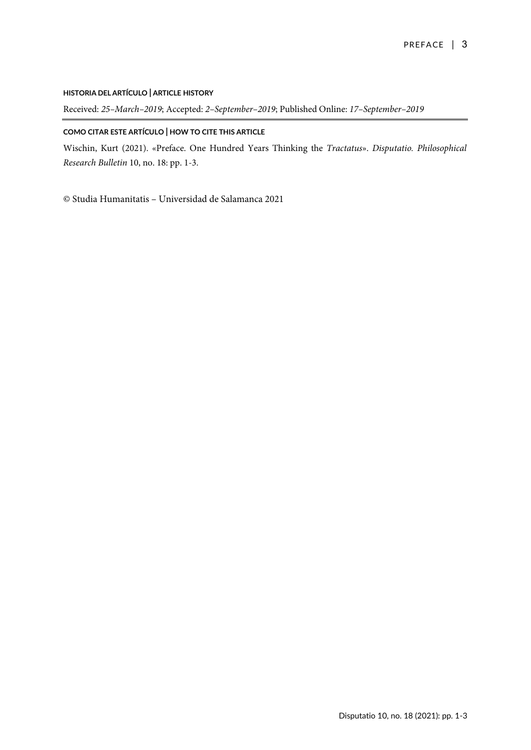**HISTORIA DEL ARTÍCULO | ARTICLE HISTORY**

Received: *25–March–2019*; Accepted: *2–September–2019*; Published Online: *17–September–2019*

---

**COMO CITAR ESTE ARTÍCULO | HOW TO CITE THIS ARTICLE**

Wischin, Kurt (2021). «Preface. One Hundred Years Thinking the *Tractatus*». *Disputatio. Philosophical Research Bulletin* 10, no. 18: pp. 1-3.

© Studia Humanitatis – Universidad de Salamanca 2021